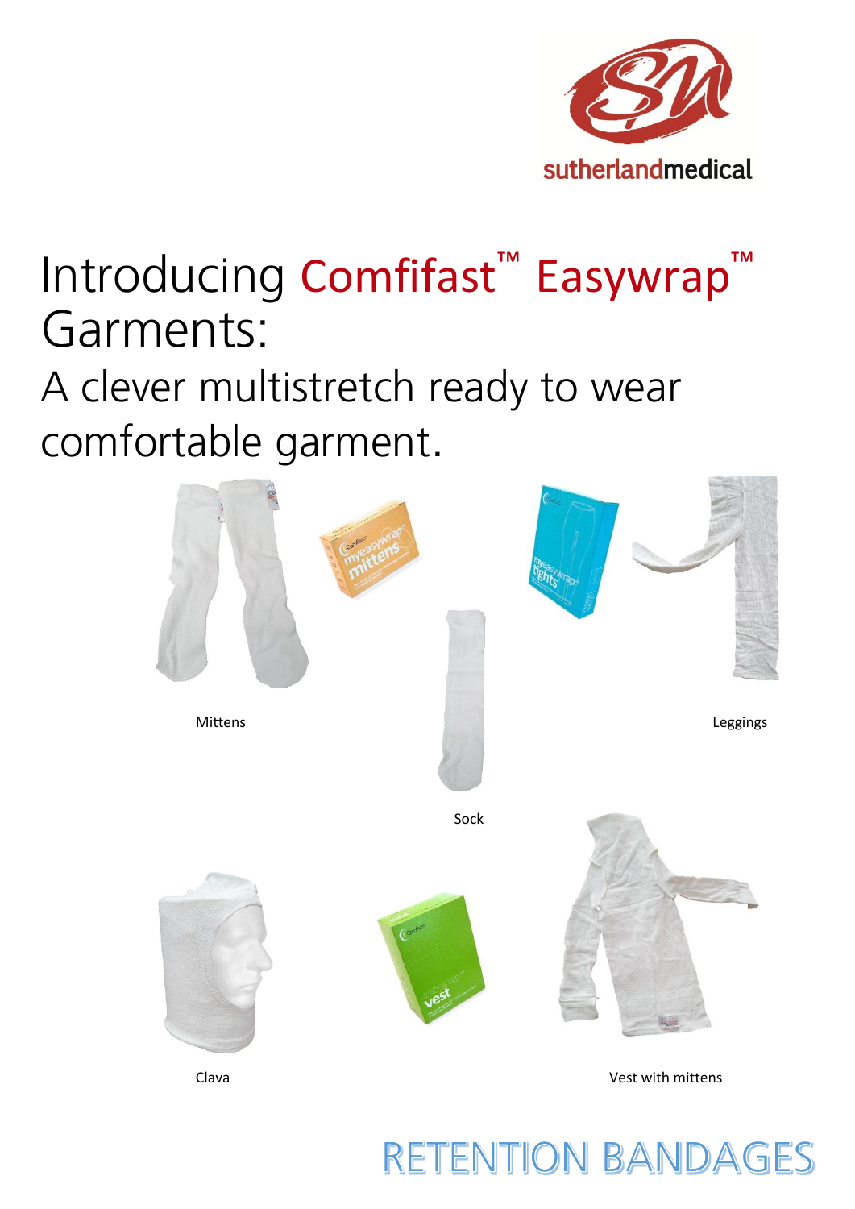sutherlandmedical

# Introducing Comfifast™ Easywrap™ Garments:

## A clever multistretch ready to wear comfortable garment.

Mittens

Leggings

Sock

Clava

Vest with mittens

RETENTION BANDAGES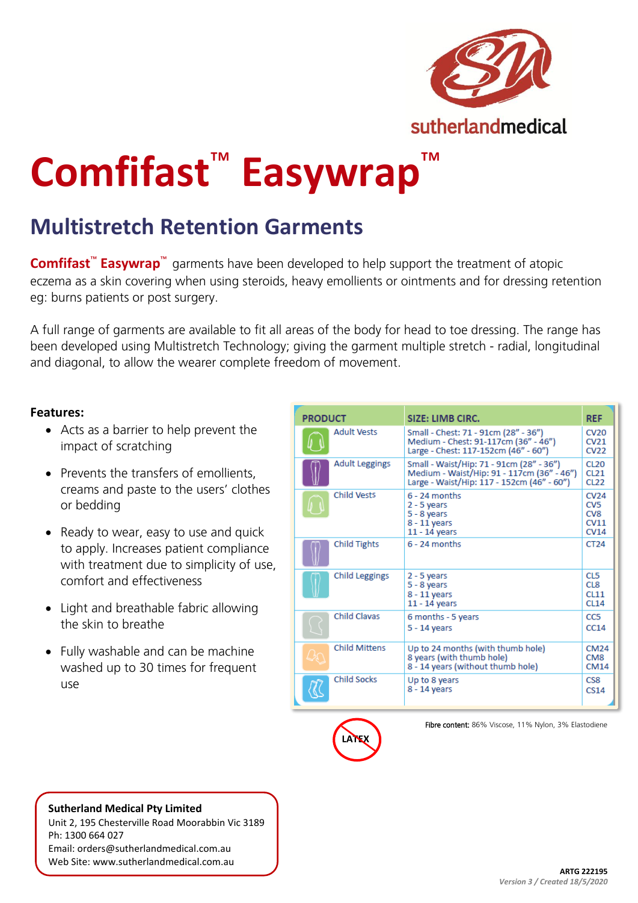sutherlandmedical

# Comfifast™ Easywrap™

## Multistretch Retention Garments

**Comfifast™ Easywrap™** garments have been developed to help support the treatment of atopic eczema as a skin covering when using steroids, heavy emollients or ointments and for dressing retention eg: burns patients or post surgery.

A full range of garments are available to fit all areas of the body for head to toe dressing. The range has been developed using Multistretch Technology; giving the garment multiple stretch - radial, longitudinal and diagonal, to allow the wearer complete freedom of movement.

**Features:**

- Acts as a barrier to help prevent the impact of scratching
- Prevents the transfers of emollients, creams and paste to the users' clothes or bedding
- Ready to wear, easy to use and quick to apply. Increases patient compliance with treatment due to simplicity of use, comfort and effectiveness
- Light and breathable fabric allowing the skin to breathe
- Fully washable and can be machine washed up to 30 times for frequent use

| PRODUCT | SIZE: LIMB CIRC. | REF |
|---|---|---|
| Adult Vests | Small - Chest: 71 - 91cm (28" - 36")<br>Medium - Chest: 91-117cm (36" - 46")<br>Large - Chest: 117-152cm (46" - 60") | CV20<br>CV21<br>CV22 |
| Adult Leggings | Small - Waist/Hip: 71 - 91cm (28" - 36")<br>Medium - Waist/Hip: 91 - 117cm (36" - 46")<br>Large - Waist/Hip: 117 - 152cm (46" - 60") | CL20<br>CL21<br>CL22 |
| Child Vests | 6 - 24 months<br>2 - 5 years<br>5 - 8 years<br>8 - 11 years<br>11 - 14 years | CV24<br>CV5<br>CV8<br>CV11<br>CV14 |
| Child Tights | 6 - 24 months | CT24 |
| Child Leggings | 2 - 5 years<br>5 - 8 years<br>8 - 11 years<br>11 - 14 years | CL5<br>CL8<br>CL11<br>CL14 |
| Child Clavas | 6 months - 5 years<br>5 - 14 years | CC5<br>CC14 |
| Child Mittens | Up to 24 months (with thumb hole)<br>8 years (with thumb hole)<br>8 - 14 years (without thumb hole) | CM24<br>CM8<br>CM14 |
| Child Socks | Up to 8 years<br>8 - 14 years | CS8<br>CS14 |

LATEX

Fibre content: 86% Viscose, 11% Nylon, 3% Elastodiene

**Sutherland Medical Pty Limited**
Unit 2, 195 Chesterville Road Moorabbin Vic 3189
Ph: 1300 664 027
Email: orders@sutherlandmedical.com.au
Web Site: www.sutherlandmedical.com.au

**ARTG 222195**
*Version 3 / Created 18/5/2020*